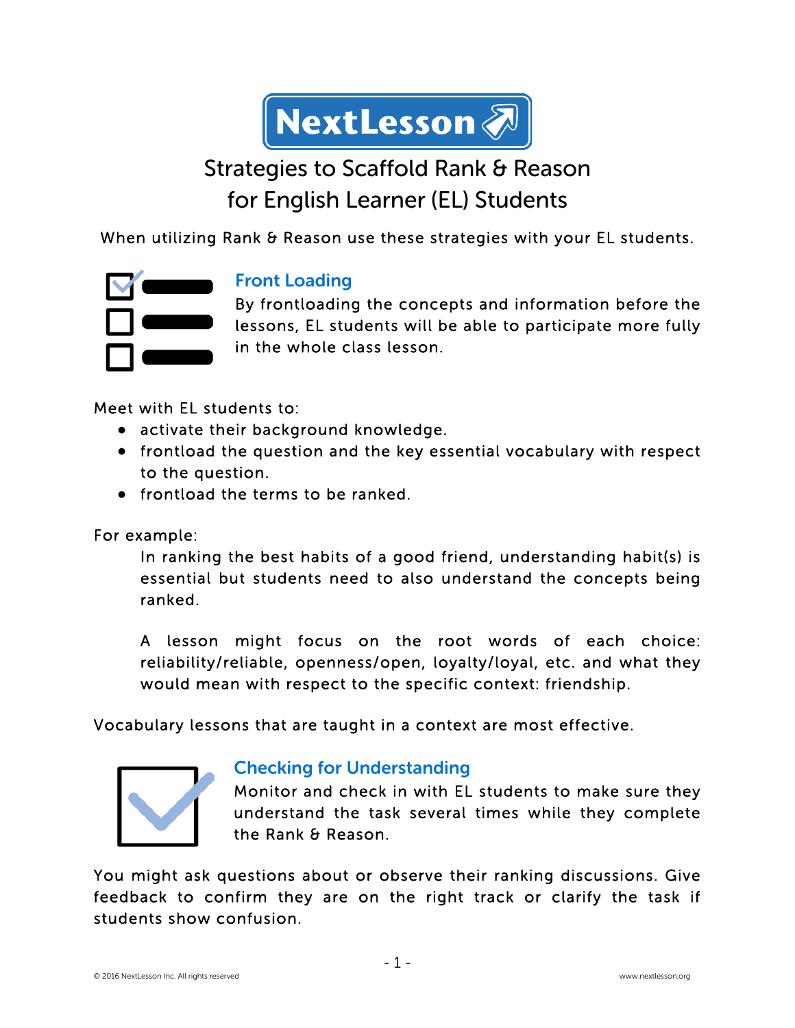NextLesson

# Strategies to Scaffold Rank & Reason for English Learner (EL) Students

When utilizing Rank & Reason use these strategies with your EL students.

## Front Loading

By frontloading the concepts and information before the lessons, EL students will be able to participate more fully in the whole class lesson.

Meet with EL students to:

- activate their background knowledge.
- frontload the question and the key essential vocabulary with respect to the question.
- frontload the terms to be ranked.

For example:

> In ranking the best habits of a good friend, understanding habit(s) is essential but students need to also understand the concepts being ranked.
>
> A lesson might focus on the root words of each choice: reliability/reliable, openness/open, loyalty/loyal, etc. and what they would mean with respect to the specific context: friendship.

Vocabulary lessons that are taught in a context are most effective.

## Checking for Understanding

Monitor and check in with EL students to make sure they understand the task several times while they complete the Rank & Reason.

You might ask questions about or observe their ranking discussions. Give feedback to confirm they are on the right track or clarify the task if students show confusion.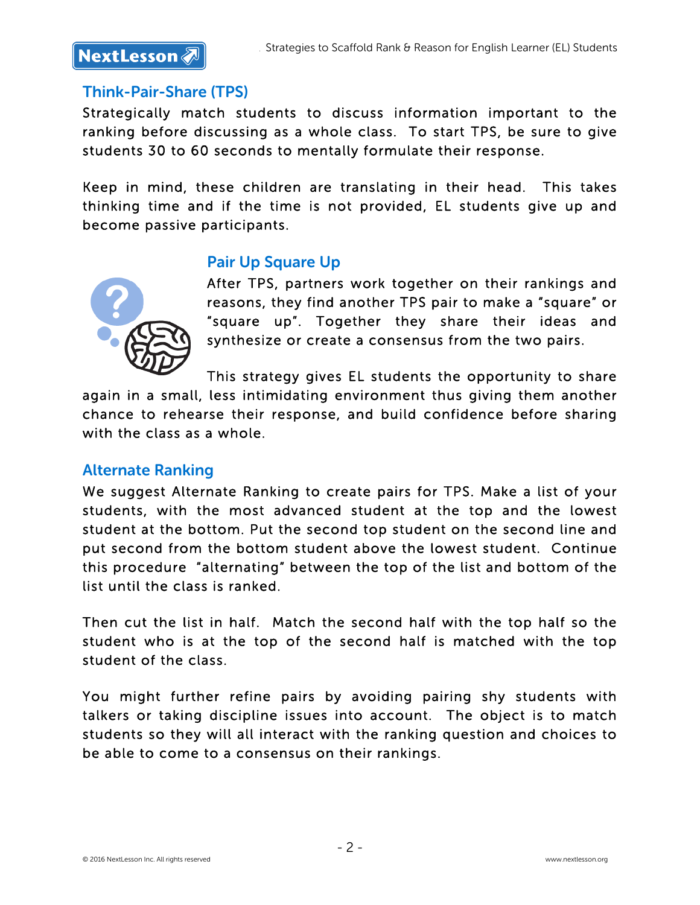## Think-Pair-Share (TPS)

Strategically match students to discuss information important to the ranking before discussing as a whole class. To start TPS, be sure to give students 30 to 60 seconds to mentally formulate their response.

Keep in mind, these children are translating in their head. This takes thinking time and if the time is not provided, EL students give up and become passive participants.

## Pair Up Square Up

After TPS, partners work together on their rankings and reasons, they find another TPS pair to make a "square" or "square up". Together they share their ideas and synthesize or create a consensus from the two pairs.

This strategy gives EL students the opportunity to share again in a small, less intimidating environment thus giving them another chance to rehearse their response, and build confidence before sharing with the class as a whole.

## Alternate Ranking

We suggest Alternate Ranking to create pairs for TPS. Make a list of your students, with the most advanced student at the top and the lowest student at the bottom. Put the second top student on the second line and put second from the bottom student above the lowest student. Continue this procedure "alternating" between the top of the list and bottom of the list until the class is ranked.

Then cut the list in half. Match the second half with the top half so the student who is at the top of the second half is matched with the top student of the class.

You might further refine pairs by avoiding pairing shy students with talkers or taking discipline issues into account. The object is to match students so they will all interact with the ranking question and choices to be able to come to a consensus on their rankings.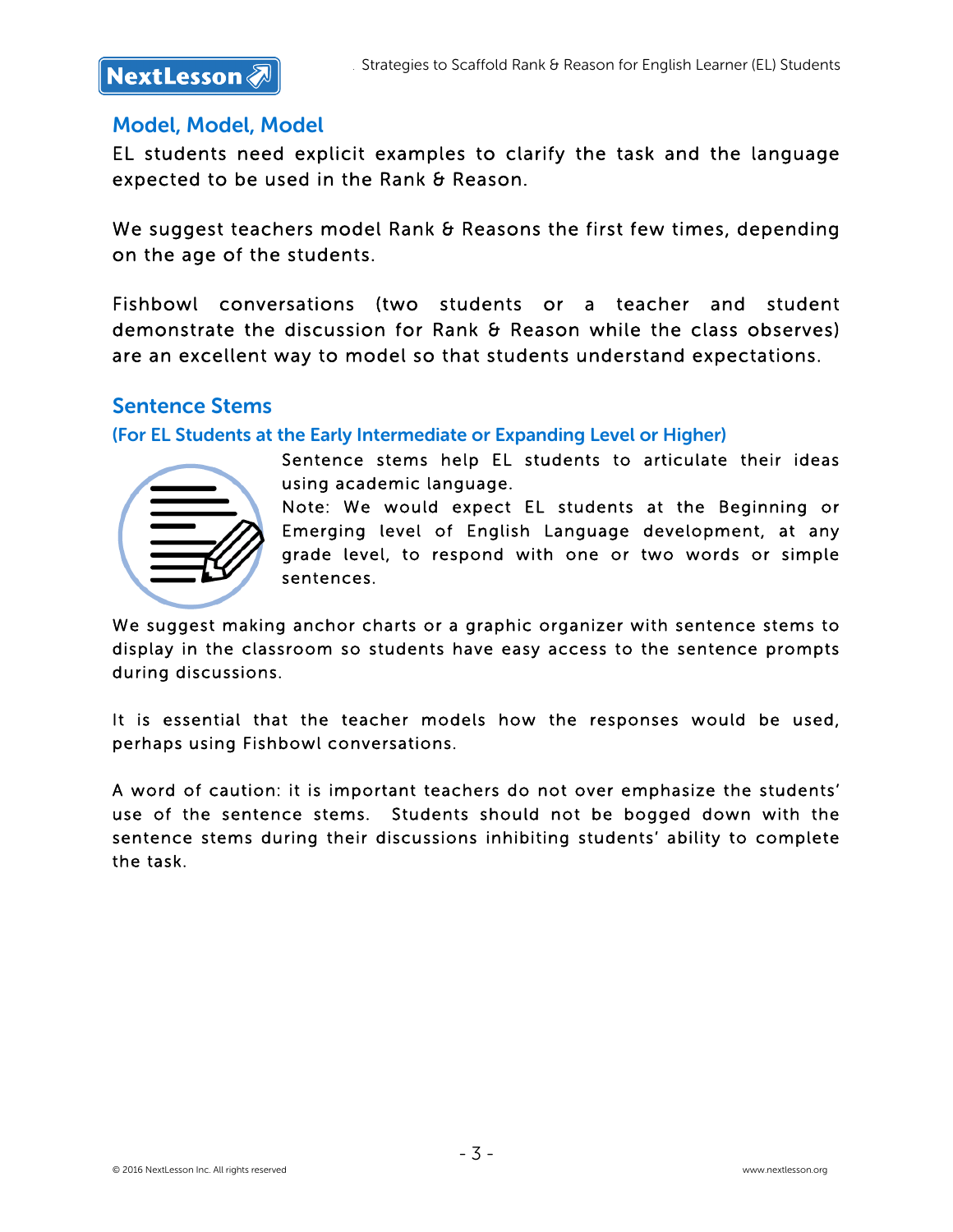## Model, Model, Model

EL students need explicit examples to clarify the task and the language expected to be used in the Rank & Reason.

We suggest teachers model Rank & Reasons the first few times, depending on the age of the students.

Fishbowl conversations (two students or a teacher and student demonstrate the discussion for Rank & Reason while the class observes) are an excellent way to model so that students understand expectations.

## Sentence Stems

### (For EL Students at the Early Intermediate or Expanding Level or Higher)

Sentence stems help EL students to articulate their ideas using academic language.

Note: We would expect EL students at the Beginning or Emerging level of English Language development, at any grade level, to respond with one or two words or simple sentences.

We suggest making anchor charts or a graphic organizer with sentence stems to display in the classroom so students have easy access to the sentence prompts during discussions.

It is essential that the teacher models how the responses would be used, perhaps using Fishbowl conversations.

A word of caution: it is important teachers do not over emphasize the students' use of the sentence stems. Students should not be bogged down with the sentence stems during their discussions inhibiting students' ability to complete the task.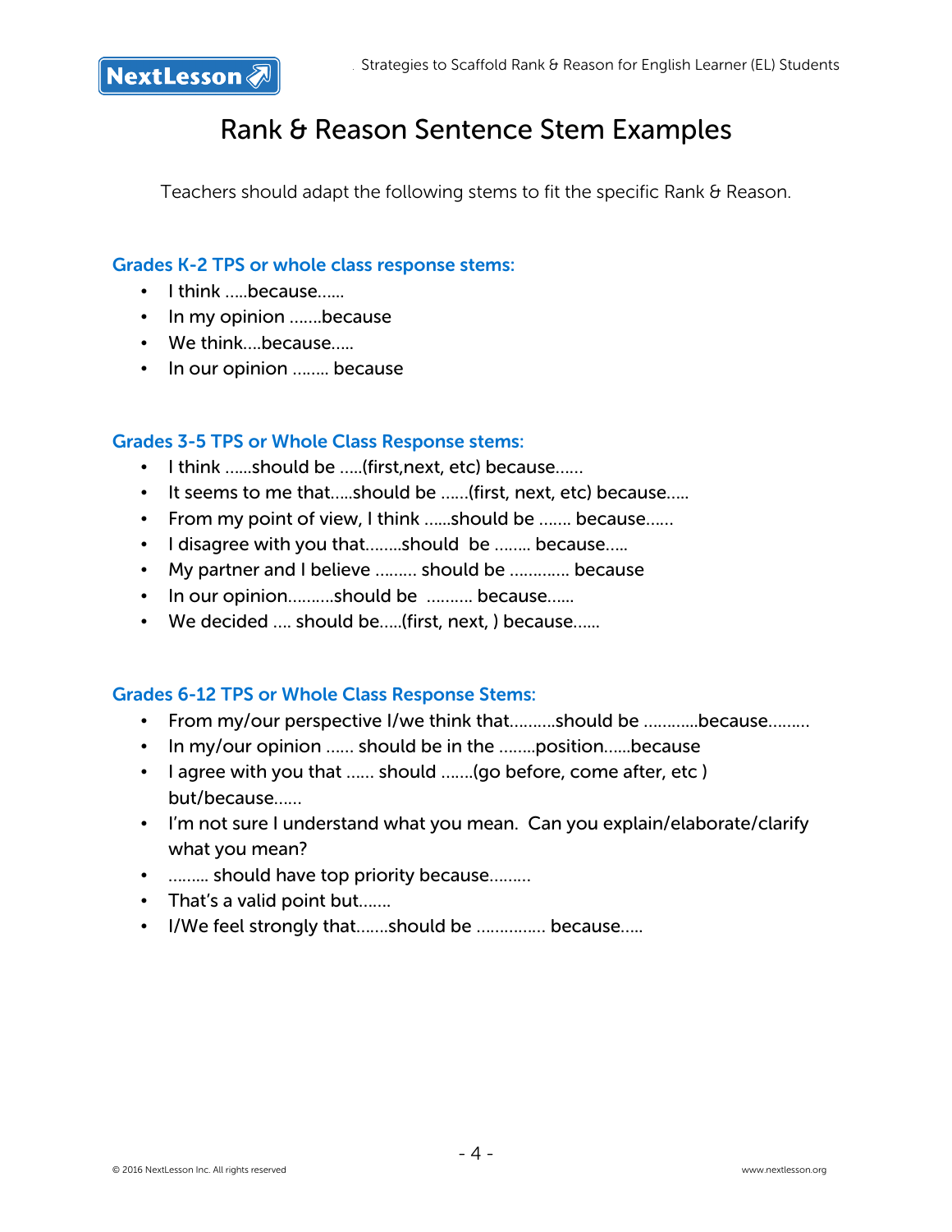# Rank & Reason Sentence Stem Examples

Teachers should adapt the following stems to fit the specific Rank & Reason.

### Grades K-2 TPS or whole class response stems:

- I think .....because......
- In my opinion .......because
- We think....because.....
- In our opinion ........ because

### Grades 3-5 TPS or Whole Class Response stems:

- I think ......should be .....(first,next, etc) because......
- It seems to me that.....should be ......(first, next, etc) because.....
- From my point of view, I think ......should be ....... because......
- I disagree with you that........should be ........ because.....
- My partner and I believe ......... should be ............ because
- In our opinion..........should be .......... because......
- We decided .... should be.....(first, next, ) because......

### Grades 6-12 TPS or Whole Class Response Stems:

- From my/our perspective I/we think that..........should be ............because.........
- In my/our opinion ...... should be in the ........position......because
- I agree with you that ...... should .......(go before, come after, etc ) but/because......
- I'm not sure I understand what you mean. Can you explain/elaborate/clarify what you mean?
- ......... should have top priority because.........
- That's a valid point but.......
- I/We feel strongly that.......should be ............... because.....